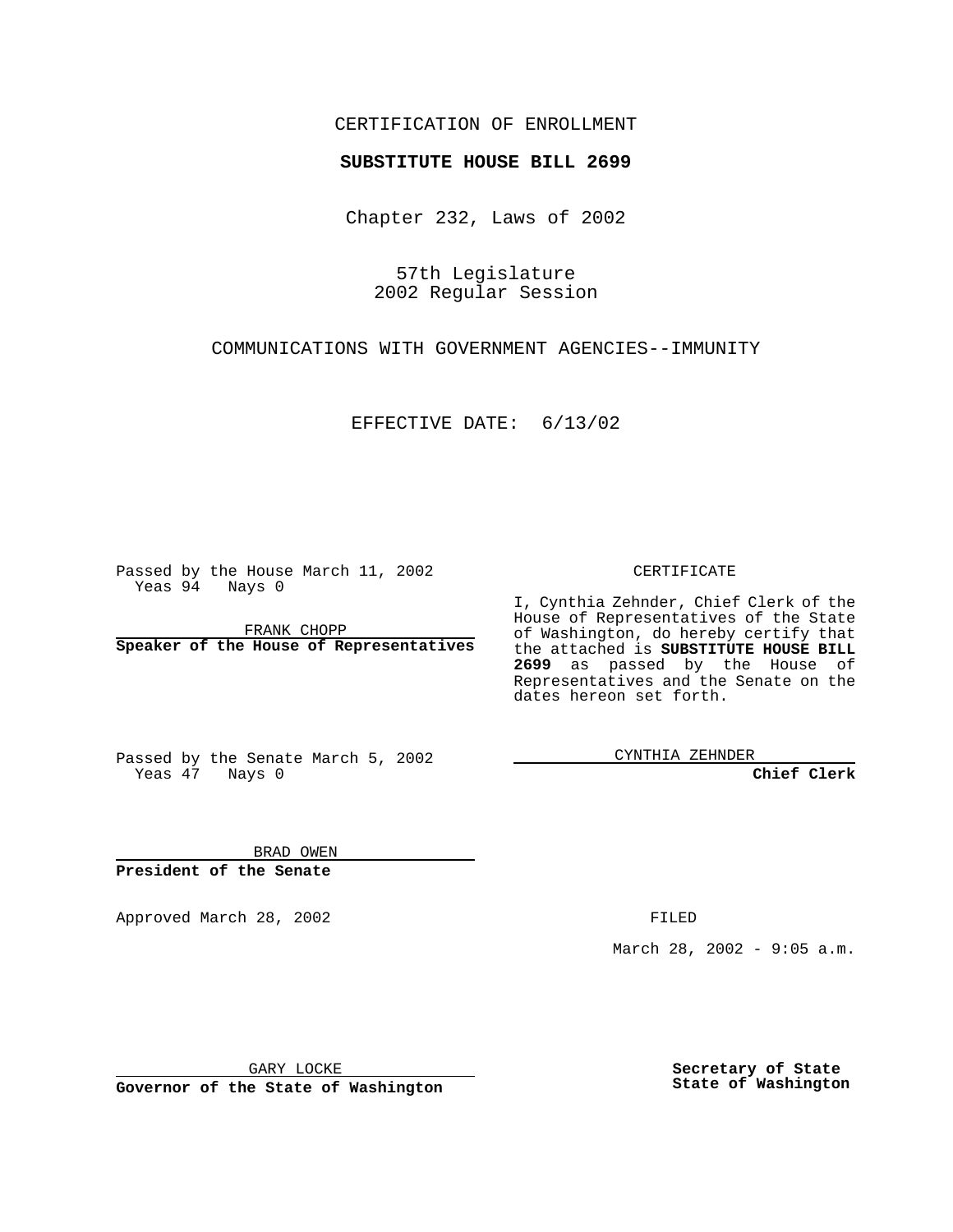CERTIFICATION OF ENROLLMENT

**SUBSTITUTE HOUSE BILL 2699**

Chapter 232, Laws of 2002

57th Legislature
2002 Regular Session

COMMUNICATIONS WITH GOVERNMENT AGENCIES--IMMUNITY

EFFECTIVE DATE: 6/13/02

Passed by the House March 11, 2002
Yeas 94 Nays 0

FRANK CHOPP
**Speaker of the House of Representatives**

Passed by the Senate March 5, 2002
Yeas 47 Nays 0

BRAD OWEN
**President of the Senate**

CERTIFICATE

I, Cynthia Zehnder, Chief Clerk of the House of Representatives of the State of Washington, do hereby certify that the attached is **SUBSTITUTE HOUSE BILL 2699** as passed by the House of Representatives and the Senate on the dates hereon set forth.

CYNTHIA ZEHNDER
**Chief Clerk**

Approved March 28, 2002

GARY LOCKE
**Governor of the State of Washington**

FILED

March 28, 2002 - 9:05 a.m.

**Secretary of State**
**State of Washington**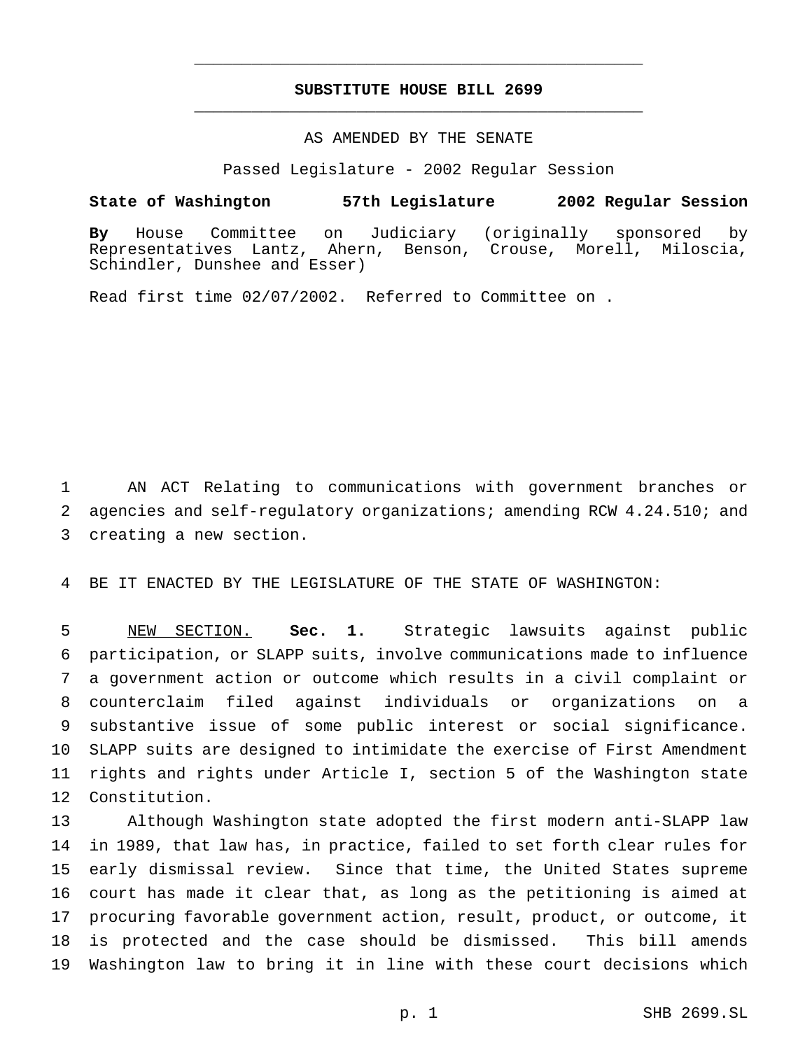**SUBSTITUTE HOUSE BILL 2699**

AS AMENDED BY THE SENATE

Passed Legislature - 2002 Regular Session

**State of Washington 57th Legislature 2002 Regular Session**

**By** House Committee on Judiciary (originally sponsored by Representatives Lantz, Ahern, Benson, Crouse, Morell, Miloscia, Schindler, Dunshee and Esser)

Read first time 02/07/2002. Referred to Committee on .

AN ACT Relating to communications with government branches or agencies and self-regulatory organizations; amending RCW 4.24.510; and creating a new section.

BE IT ENACTED BY THE LEGISLATURE OF THE STATE OF WASHINGTON:

NEW SECTION. **Sec. 1.** Strategic lawsuits against public participation, or SLAPP suits, involve communications made to influence a government action or outcome which results in a civil complaint or counterclaim filed against individuals or organizations on a substantive issue of some public interest or social significance. SLAPP suits are designed to intimidate the exercise of First Amendment rights and rights under Article I, section 5 of the Washington state Constitution.

Although Washington state adopted the first modern anti-SLAPP law in 1989, that law has, in practice, failed to set forth clear rules for early dismissal review. Since that time, the United States supreme court has made it clear that, as long as the petitioning is aimed at procuring favorable government action, result, product, or outcome, it is protected and the case should be dismissed. This bill amends Washington law to bring it in line with these court decisions which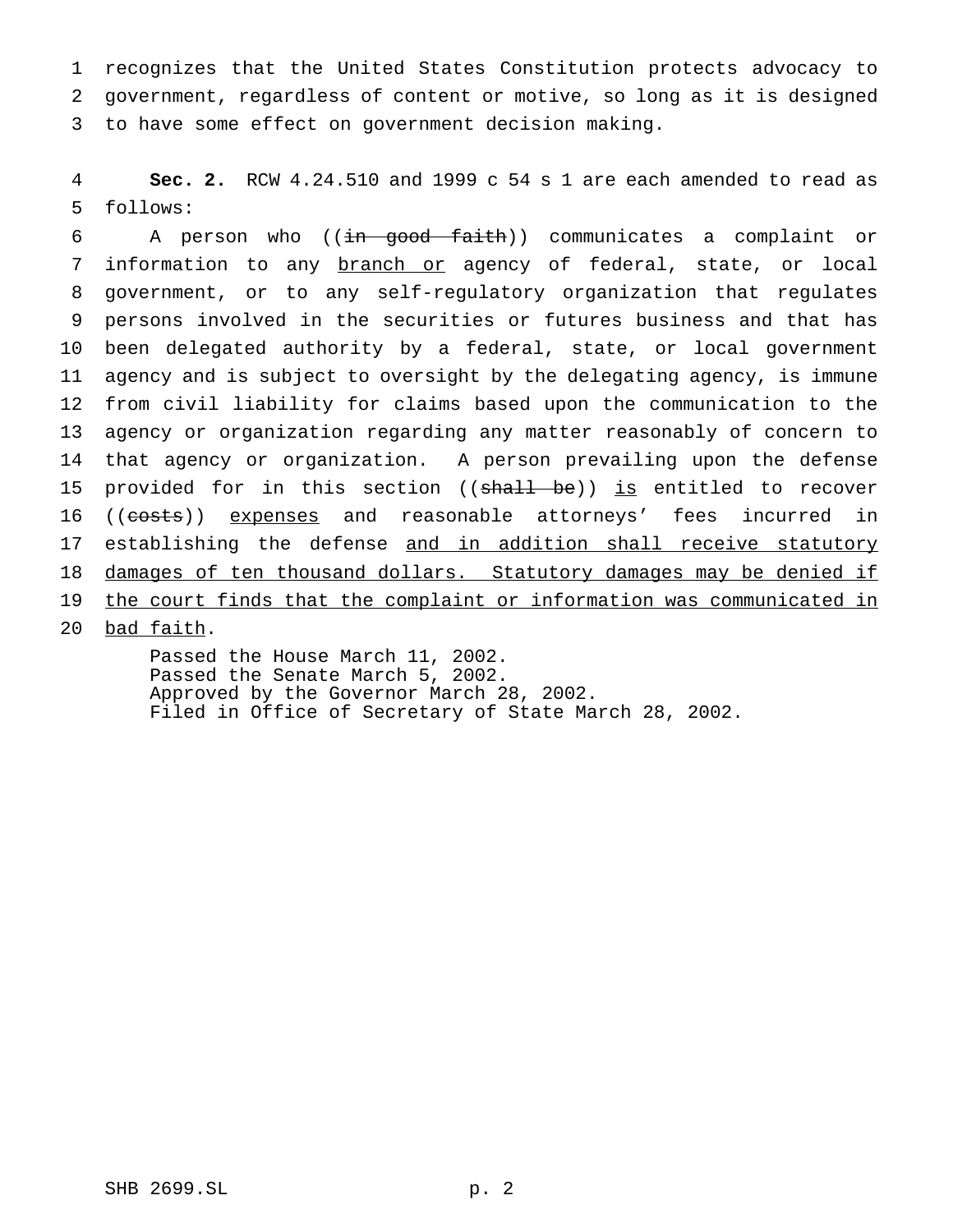recognizes that the United States Constitution protects advocacy to government, regardless of content or motive, so long as it is designed to have some effect on government decision making.

**Sec. 2.** RCW 4.24.510 and 1999 c 54 s 1 are each amended to read as follows:

A person who ((~~in good faith~~)) communicates a complaint or information to any branch or agency of federal, state, or local government, or to any self-regulatory organization that regulates persons involved in the securities or futures business and that has been delegated authority by a federal, state, or local government agency and is subject to oversight by the delegating agency, is immune from civil liability for claims based upon the communication to the agency or organization regarding any matter reasonably of concern to that agency or organization. A person prevailing upon the defense provided for in this section ((~~shall be~~)) is entitled to recover ((~~costs~~)) expenses and reasonable attorneys' fees incurred in establishing the defense and in addition shall receive statutory damages of ten thousand dollars. Statutory damages may be denied if the court finds that the complaint or information was communicated in bad faith.

Passed the House March 11, 2002.
Passed the Senate March 5, 2002.
Approved by the Governor March 28, 2002.
Filed in Office of Secretary of State March 28, 2002.